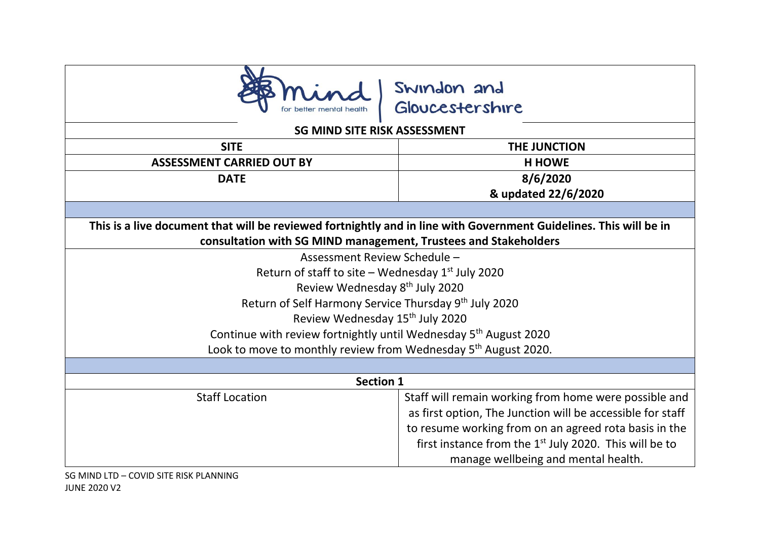Mind for better mental health | Swindon and Gloucestershire

# SG MIND SITE RISK ASSESSMENT

| SITE | THE JUNCTION |
|---|---|
| ASSESSMENT CARRIED OUT BY | H HOWE |
| DATE | 8/6/2020<br>& updated 22/6/2020 |

**This is a live document that will be reviewed fortnightly and in line with Government Guidelines. This will be in consultation with SG MIND management, Trustees and Stakeholders**

Assessment Review Schedule –
Return of staff to site – Wednesday 1st July 2020
Review Wednesday 8th July 2020
Return of Self Harmony Service Thursday 9th July 2020
Review Wednesday 15th July 2020
Continue with review fortnightly until Wednesday 5th August 2020
Look to move to monthly review from Wednesday 5th August 2020.

## Section 1

| Staff Location | Staff will remain working from home were possible and as first option, The Junction will be accessible for staff to resume working from on an agreed rota basis in the first instance from the 1st July 2020. This will be to manage wellbeing and mental health. |
|---|---|

SG MIND LTD – COVID SITE RISK PLANNING
JUNE 2020 V2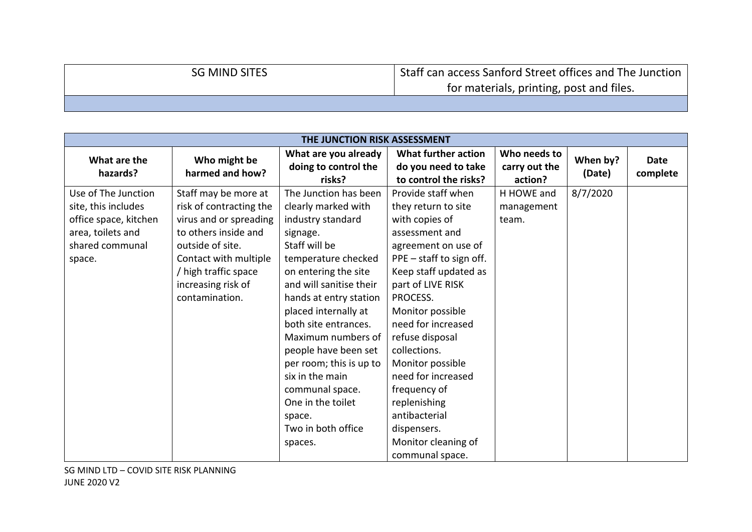| SG MIND SITES | Staff can access Sanford Street offices and The Junction for materials, printing, post and files. |
| --- | --- |
| | |

| THE JUNCTION RISK ASSESSMENT | | | | | | |
| --- | --- | --- | --- | --- | --- | --- |
| **What are the hazards?** | **Who might be harmed and how?** | **What are you already doing to control the risks?** | **What further action do you need to take to control the risks?** | **Who needs to carry out the action?** | **When by? (Date)** | **Date complete** |
| Use of The Junction site, this includes office space, kitchen area, toilets and shared communal space. | Staff may be more at risk of contracting the virus and or spreading to others inside and outside of site. Contact with multiple / high traffic space increasing risk of contamination. | The Junction has been clearly marked with industry standard signage. Staff will be temperature checked on entering the site and will sanitise their hands at entry station placed internally at both site entrances. Maximum numbers of people have been set per room; this is up to six in the main communal space. One in the toilet space. Two in both office spaces. | Provide staff when they return to site with copies of assessment and agreement on use of PPE – staff to sign off. Keep staff updated as part of LIVE RISK PROCESS. Monitor possible need for increased refuse disposal collections. Monitor possible need for increased frequency of replenishing antibacterial dispensers. Monitor cleaning of communal space. | H HOWE and management team. | 8/7/2020 | |

SG MIND LTD – COVID SITE RISK PLANNING
JUNE 2020 V2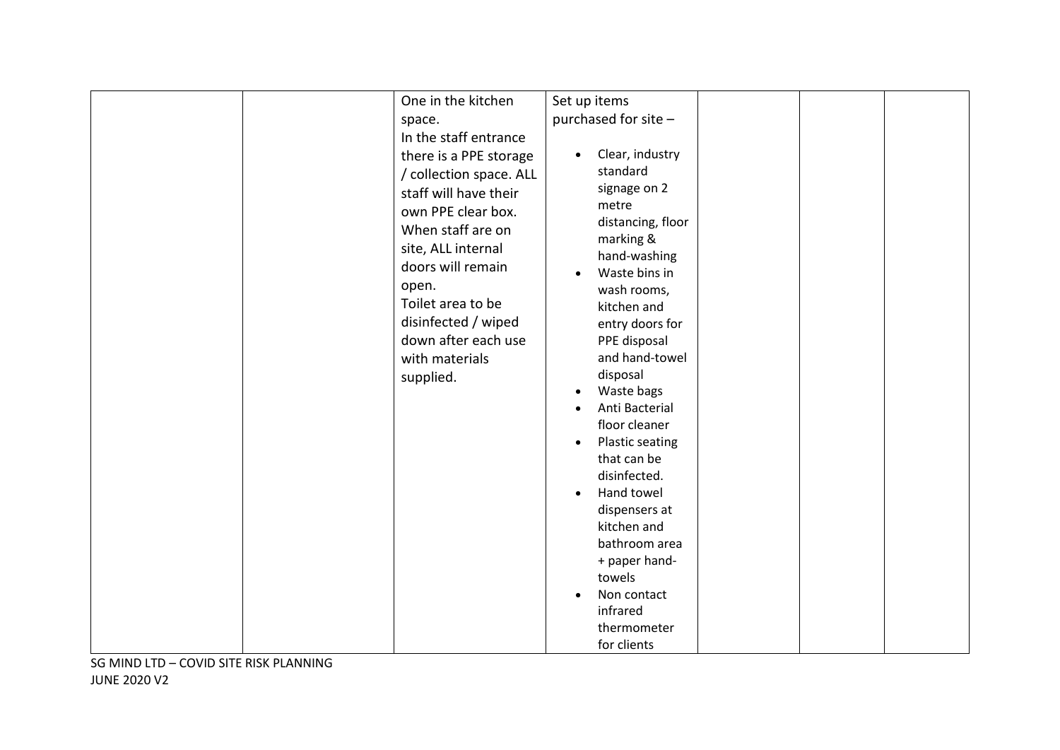|  |  |  |  |  |  |  |
|---|---|---|---|---|---|---|
|  |  | One in the kitchen space.<br>In the staff entrance there is a PPE storage / collection space. ALL staff will have their own PPE clear box.<br>When staff are on site, ALL internal doors will remain open.<br>Toilet area to be disinfected / wiped down after each use with materials supplied. | Set up items purchased for site –<br><br>• Clear, industry standard signage on 2 metre distancing, floor marking & hand-washing<br>• Waste bins in wash rooms, kitchen and entry doors for PPE disposal and hand-towel disposal<br>• Waste bags<br>• Anti Bacterial floor cleaner<br>• Plastic seating that can be disinfected.<br>• Hand towel dispensers at kitchen and bathroom area + paper hand-towels<br>• Non contact infrared thermometer for clients |  |  |  |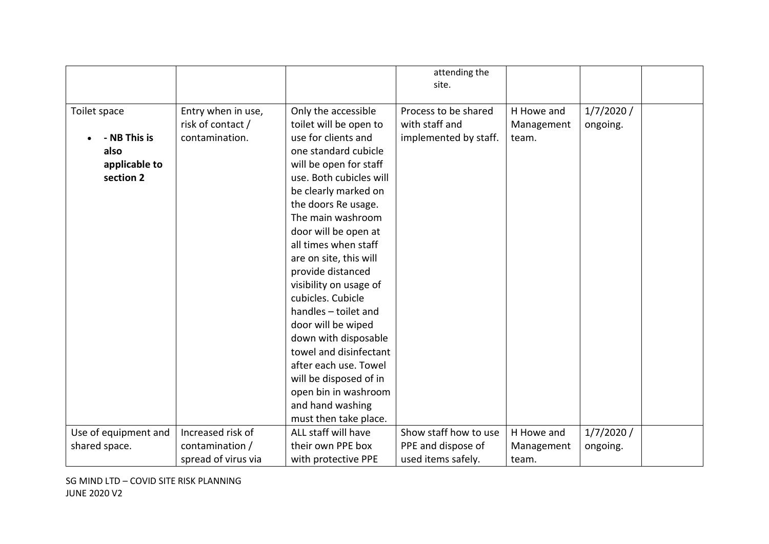| | | | | | | |
|---|---|---|---|---|---|---|
| | | | attending the site. | | | |
| Toilet space<br>• **- NB This is also applicable to section 2** | Entry when in use, risk of contact / contamination. | Only the accessible toilet will be open to use for clients and one standard cubicle will be open for staff use. Both cubicles will be clearly marked on the doors Re usage. The main washroom door will be open at all times when staff are on site, this will provide distanced visibility on usage of cubicles. Cubicle handles – toilet and door will be wiped down with disposable towel and disinfectant after each use. Towel will be disposed of in open bin in washroom and hand washing must then take place. | Process to be shared with staff and implemented by staff. | H Howe and Management team. | 1/7/2020 / ongoing. | |
| Use of equipment and shared space. | Increased risk of contamination / spread of virus via | ALL staff will have their own PPE box with protective PPE | Show staff how to use PPE and dispose of used items safely. | H Howe and Management team. | 1/7/2020 / ongoing. | |

SG MIND LTD – COVID SITE RISK PLANNING
JUNE 2020 V2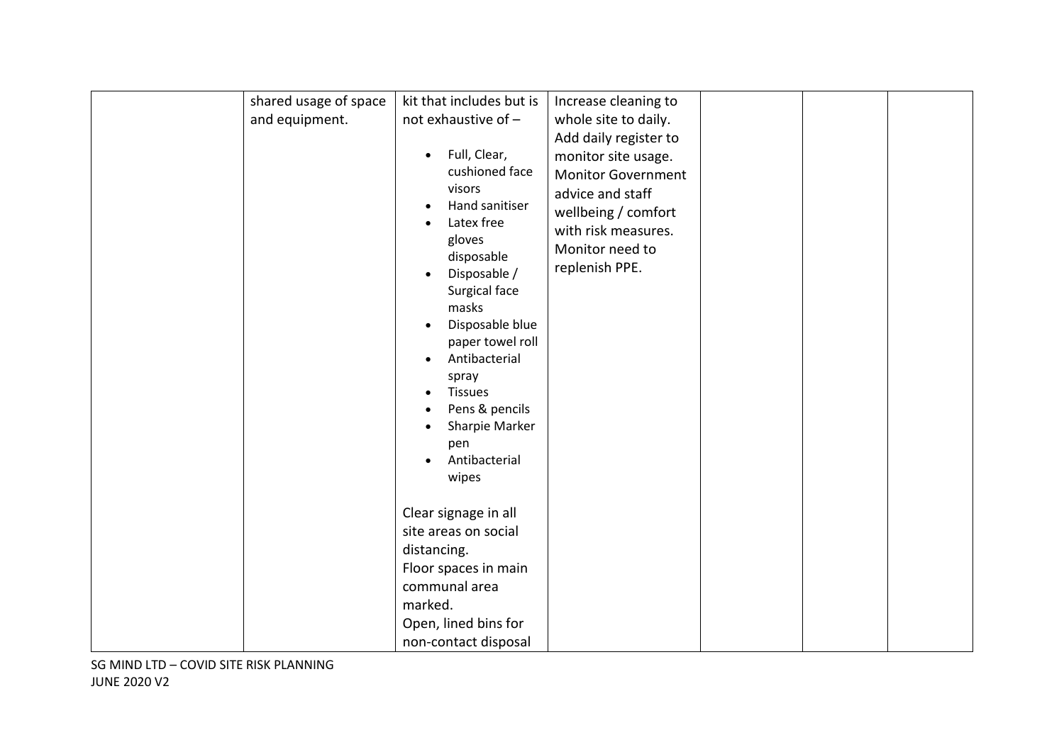| | | | | | | |
|---|---|---|---|---|---|---|
| | shared usage of space and equipment. | kit that includes but is not exhaustive of – <br><br>• Full, Clear, cushioned face visors<br>• Hand sanitiser<br>• Latex free gloves disposable<br>• Disposable / Surgical face masks<br>• Disposable blue paper towel roll<br>• Antibacterial spray<br>• Tissues<br>• Pens & pencils<br>• Sharpie Marker pen<br>• Antibacterial wipes<br><br>Clear signage in all site areas on social distancing.<br>Floor spaces in main communal area marked.<br>Open, lined bins for non-contact disposal | Increase cleaning to whole site to daily.<br>Add daily register to monitor site usage.<br>Monitor Government advice and staff wellbeing / comfort with risk measures.<br>Monitor need to replenish PPE. | | | |

SG MIND LTD – COVID SITE RISK PLANNING
JUNE 2020 V2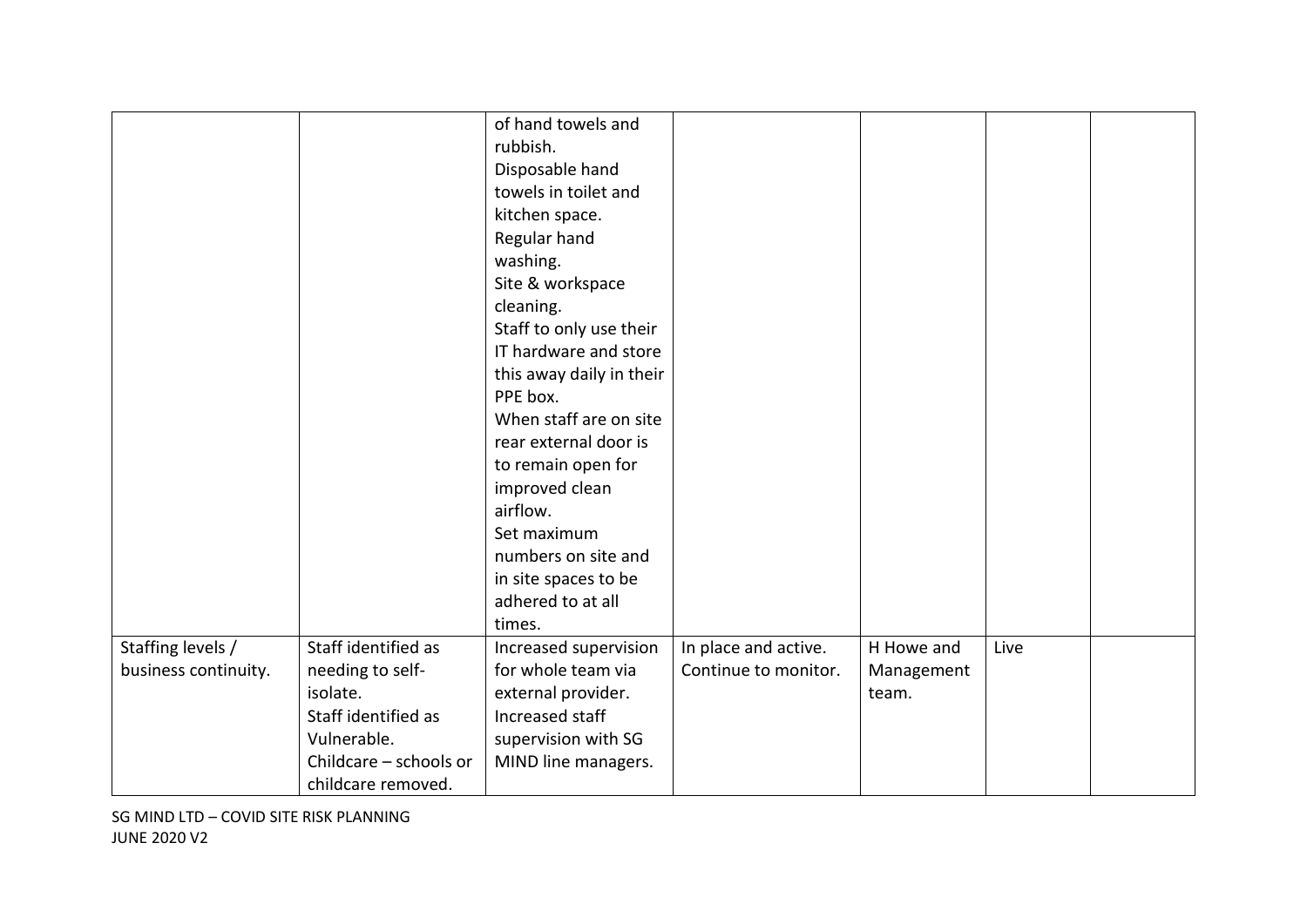| | | | | | | |
|---|---|---|---|---|---|---|
| | | of hand towels and rubbish.<br>Disposable hand towels in toilet and kitchen space.<br>Regular hand washing.<br>Site & workspace cleaning.<br>Staff to only use their IT hardware and store this away daily in their PPE box.<br>When staff are on site rear external door is to remain open for improved clean airflow.<br>Set maximum numbers on site and in site spaces to be adhered to at all times. | | | | |
| Staffing levels / business continuity. | Staff identified as needing to self-isolate.<br>Staff identified as Vulnerable.<br>Childcare – schools or childcare removed. | Increased supervision for whole team via external provider.<br>Increased staff supervision with SG MIND line managers. | In place and active. Continue to monitor. | H Howe and Management team. | Live | |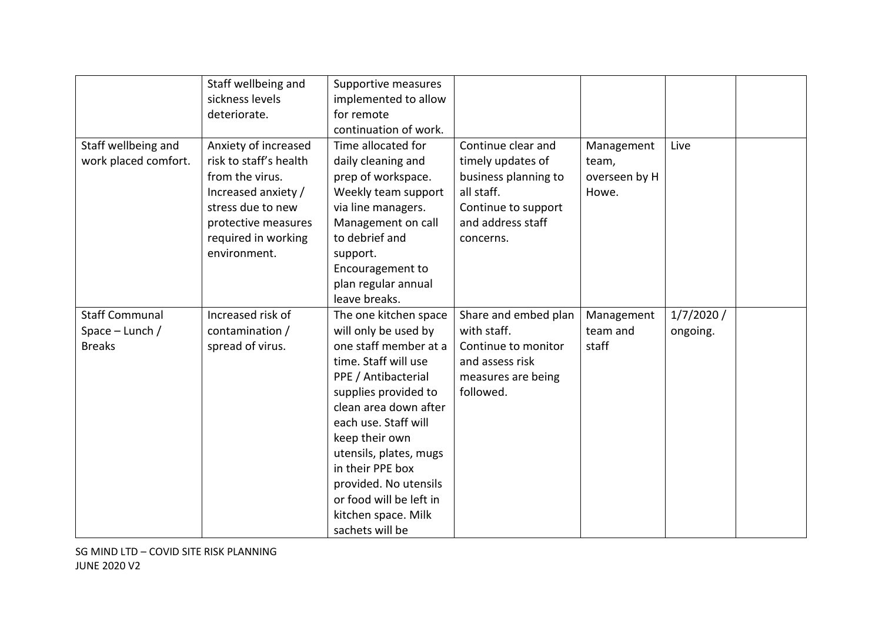| | | | | | | |
|---|---|---|---|---|---|---|
| | Staff wellbeing and sickness levels deteriorate. | Supportive measures implemented to allow for remote continuation of work. | | | | |
| Staff wellbeing and work placed comfort. | Anxiety of increased risk to staff's health from the virus. Increased anxiety / stress due to new protective measures required in working environment. | Time allocated for daily cleaning and prep of workspace. Weekly team support via line managers. Management on call to debrief and support. Encouragement to plan regular annual leave breaks. | Continue clear and timely updates of business planning to all staff. Continue to support and address staff concerns. | Management team, overseen by H Howe. | Live | |
| Staff Communal Space – Lunch / Breaks | Increased risk of contamination / spread of virus. | The one kitchen space will only be used by one staff member at a time. Staff will use PPE / Antibacterial supplies provided to clean area down after each use. Staff will keep their own utensils, plates, mugs in their PPE box provided. No utensils or food will be left in kitchen space. Milk sachets will be | Share and embed plan with staff. Continue to monitor and assess risk measures are being followed. | Management team and staff | 1/7/2020 / ongoing. | |

SG MIND LTD – COVID SITE RISK PLANNING
JUNE 2020 V2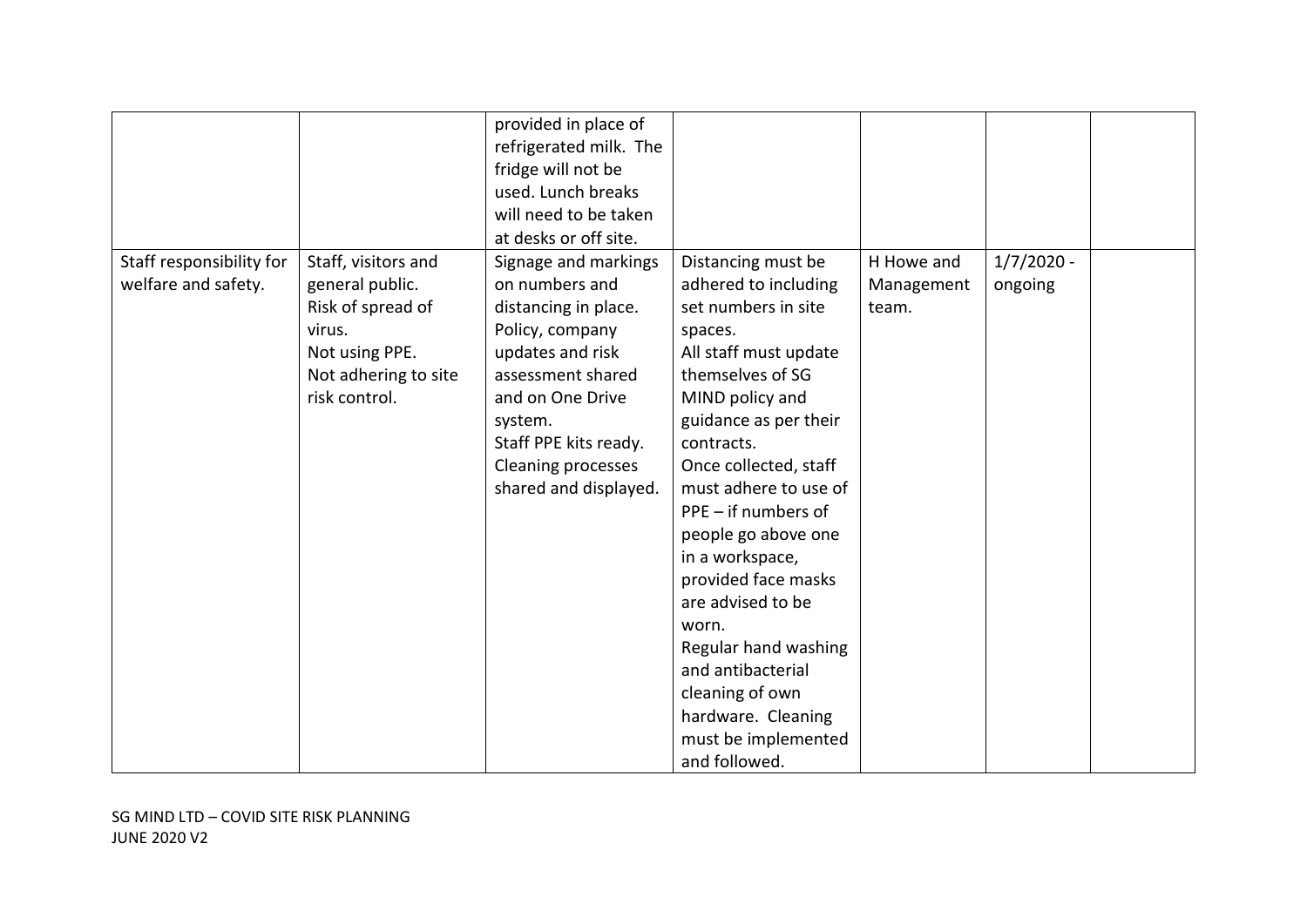| | | | | | | |
|---|---|---|---|---|---|---|
| | | provided in place of refrigerated milk. The fridge will not be used. Lunch breaks will need to be taken at desks or off site. | | | | |
| Staff responsibility for welfare and safety. | Staff, visitors and general public. Risk of spread of virus. Not using PPE. Not adhering to site risk control. | Signage and markings on numbers and distancing in place. Policy, company updates and risk assessment shared and on One Drive system. Staff PPE kits ready. Cleaning processes shared and displayed. | Distancing must be adhered to including set numbers in site spaces. All staff must update themselves of SG MIND policy and guidance as per their contracts. Once collected, staff must adhere to use of PPE – if numbers of people go above one in a workspace, provided face masks are advised to be worn. Regular hand washing and antibacterial cleaning of own hardware. Cleaning must be implemented and followed. | H Howe and Management team. | 1/7/2020 - ongoing | |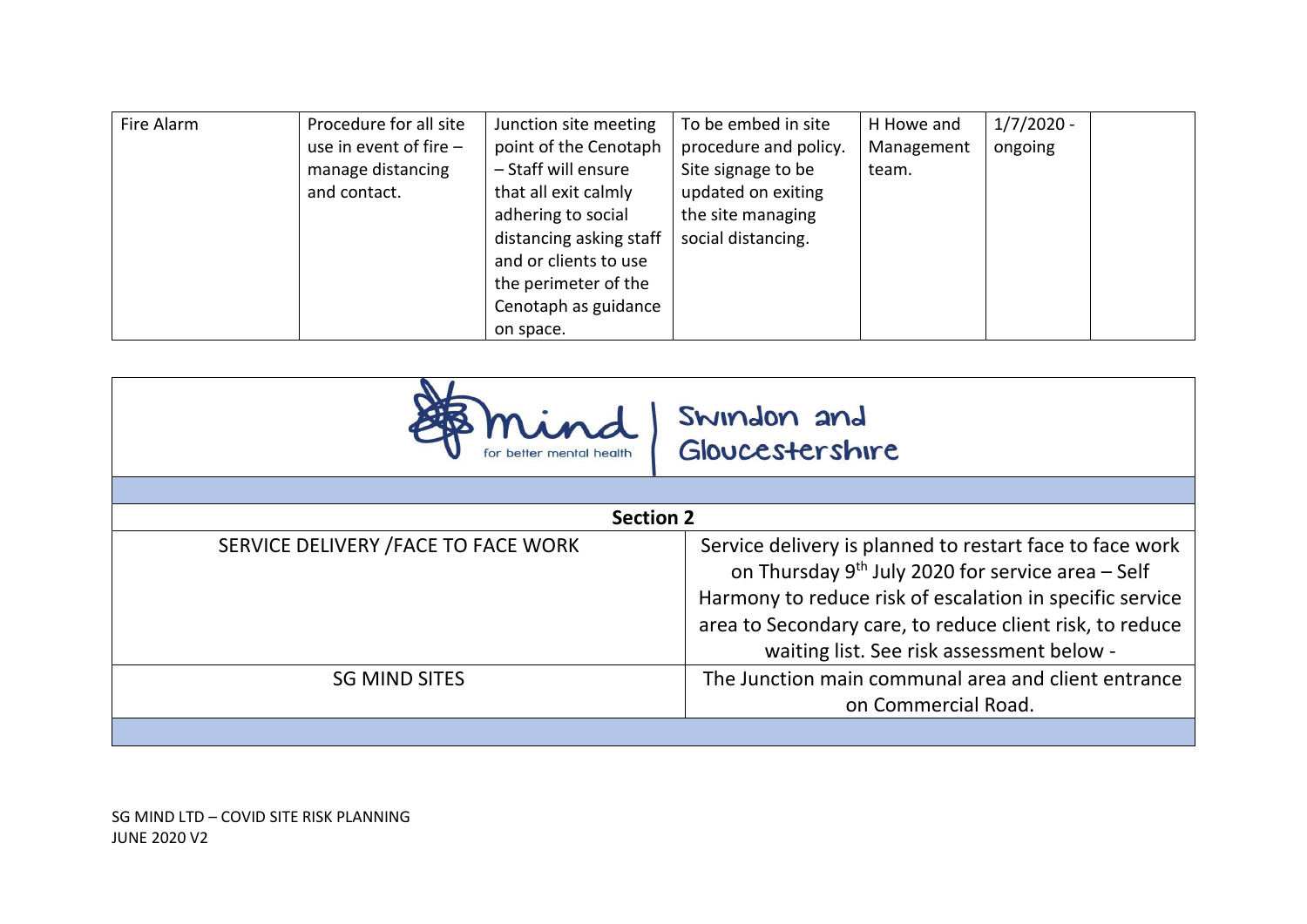| Fire Alarm | Procedure for all site use in event of fire – manage distancing and contact. | Junction site meeting point of the Cenotaph – Staff will ensure that all exit calmly adhering to social distancing asking staff and or clients to use the perimeter of the Cenotaph as guidance on space. | To be embed in site procedure and policy. Site signage to be updated on exiting the site managing social distancing. | H Howe and Management team. | 1/7/2020 - ongoing | |
|---|---|---|---|---|---|---|

mind for better mental health | Swindon and Gloucestershire

| Section 2 | |
|---|---|
| SERVICE DELIVERY /FACE TO FACE WORK | Service delivery is planned to restart face to face work on Thursday 9th July 2020 for service area – Self Harmony to reduce risk of escalation in specific service area to Secondary care, to reduce client risk, to reduce waiting list. See risk assessment below - |
| SG MIND SITES | The Junction main communal area and client entrance on Commercial Road. |

SG MIND LTD – COVID SITE RISK PLANNING
JUNE 2020 V2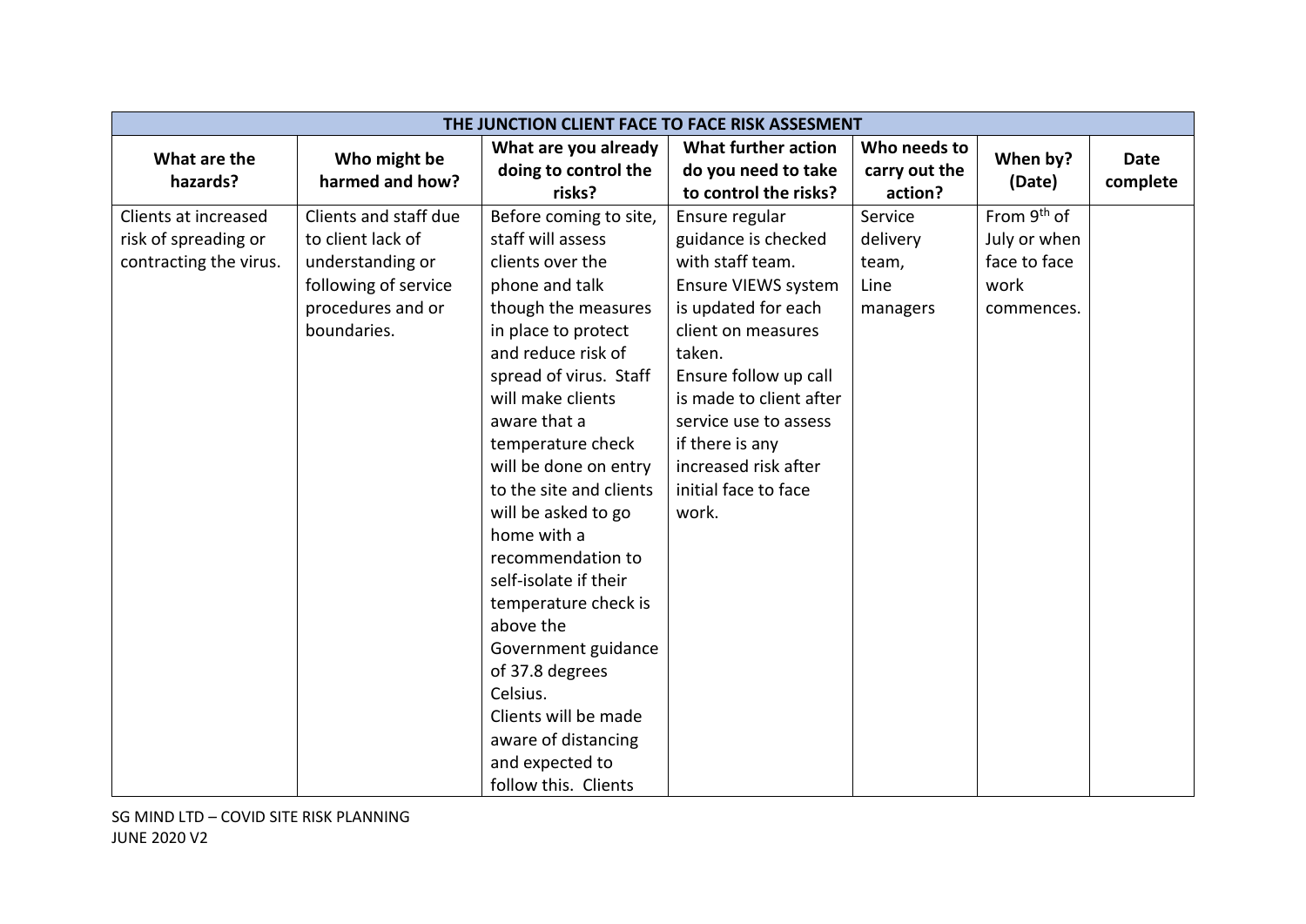| THE JUNCTION CLIENT FACE TO FACE RISK ASSESMENT | | | | | | |
|---|---|---|---|---|---|---|
| **What are the hazards?** | **Who might be harmed and how?** | **What are you already doing to control the risks?** | **What further action do you need to take to control the risks?** | **Who needs to carry out the action?** | **When by? (Date)** | **Date complete** |
| Clients at increased risk of spreading or contracting the virus. | Clients and staff due to client lack of understanding or following of service procedures and or boundaries. | Before coming to site, staff will assess clients over the phone and talk though the measures in place to protect and reduce risk of spread of virus. Staff will make clients aware that a temperature check will be done on entry to the site and clients will be asked to go home with a recommendation to self-isolate if their temperature check is above the Government guidance of 37.8 degrees Celsius. Clients will be made aware of distancing and expected to follow this. Clients | Ensure regular guidance is checked with staff team. Ensure VIEWS system is updated for each client on measures taken. Ensure follow up call is made to client after service use to assess if there is any increased risk after initial face to face work. | Service delivery team, Line managers | From 9th of July or when face to face work commences. | |

SG MIND LTD – COVID SITE RISK PLANNING
JUNE 2020 V2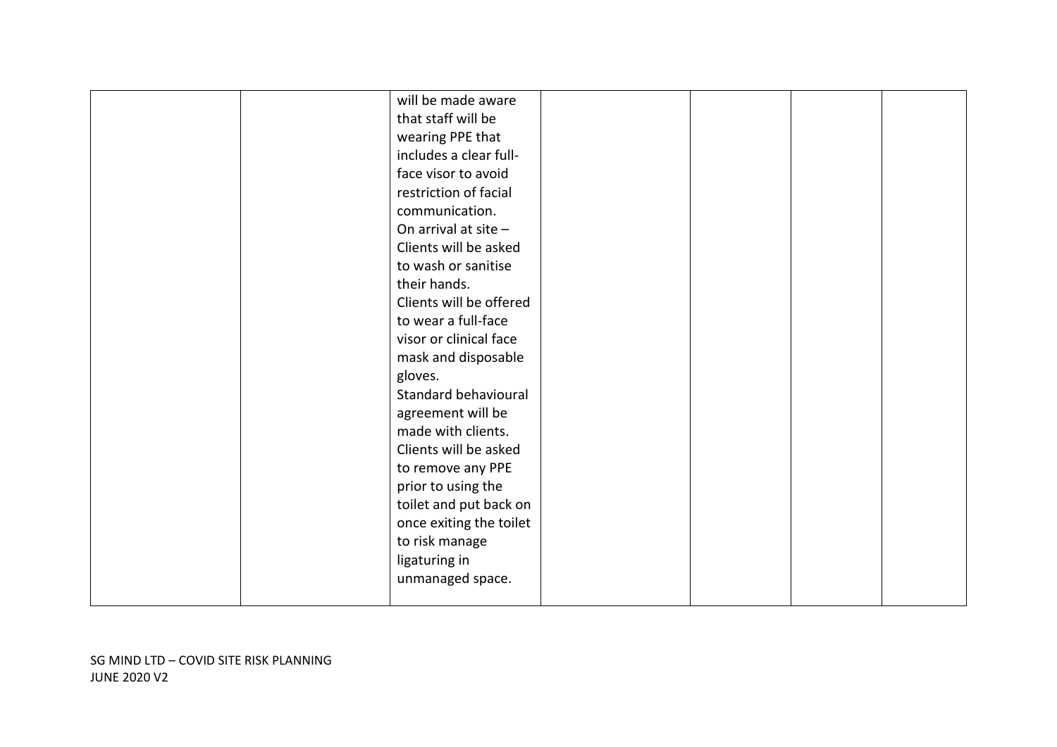| | | | | | | |
|---|---|---|---|---|---|---|
| | | will be made aware that staff will be wearing PPE that includes a clear full-face visor to avoid restriction of facial communication.<br>On arrival at site – Clients will be asked to wash or sanitise their hands.<br>Clients will be offered to wear a full-face visor or clinical face mask and disposable gloves.<br>Standard behavioural agreement will be made with clients.<br>Clients will be asked to remove any PPE prior to using the toilet and put back on once exiting the toilet to risk manage ligaturing in unmanaged space. | | | | |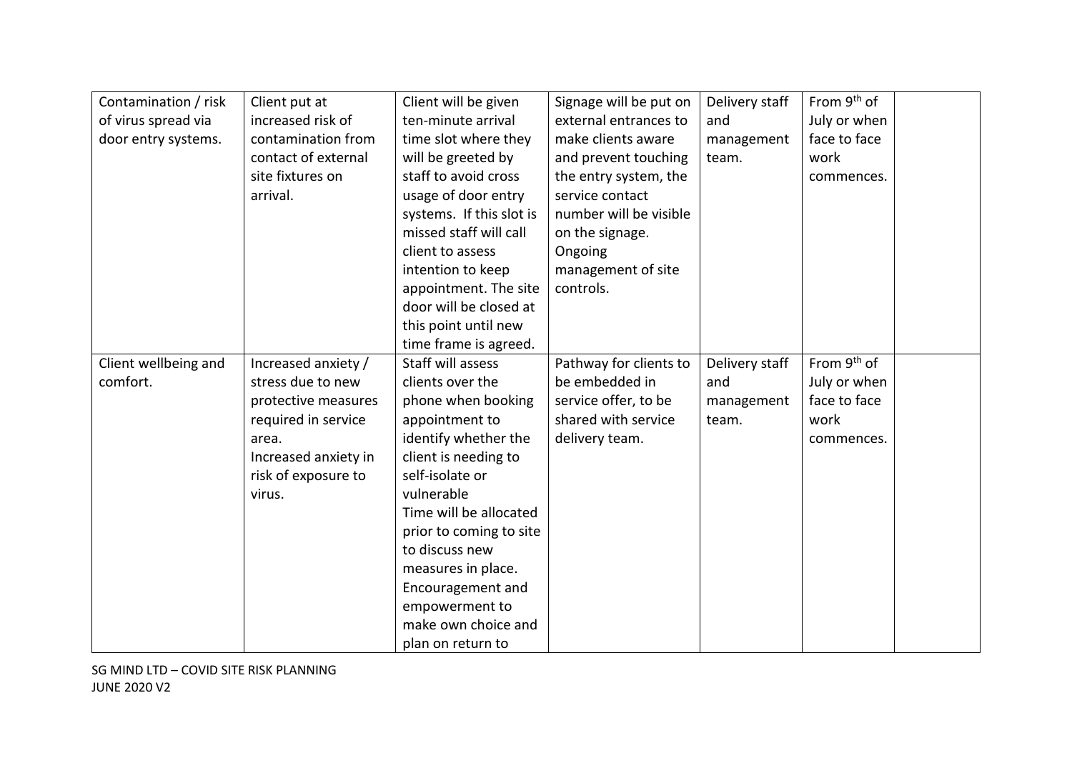| | | | | | | |
|---|---|---|---|---|---|---|
| Contamination / risk of virus spread via door entry systems. | Client put at increased risk of contamination from contact of external site fixtures on arrival. | Client will be given ten-minute arrival time slot where they will be greeted by staff to avoid cross usage of door entry systems. If this slot is missed staff will call client to assess intention to keep appointment. The site door will be closed at this point until new time frame is agreed. | Signage will be put on external entrances to make clients aware and prevent touching the entry system, the service contact number will be visible on the signage. Ongoing management of site controls. | Delivery staff and management team. | From 9th of July or when face to face work commences. | |
| Client wellbeing and comfort. | Increased anxiety / stress due to new protective measures required in service area. Increased anxiety in risk of exposure to virus. | Staff will assess clients over the phone when booking appointment to identify whether the client is needing to self-isolate or vulnerable Time will be allocated prior to coming to site to discuss new measures in place. Encouragement and empowerment to make own choice and plan on return to | Pathway for clients to be embedded in service offer, to be shared with service delivery team. | Delivery staff and management team. | From 9th of July or when face to face work commences. | |

SG MIND LTD – COVID SITE RISK PLANNING
JUNE 2020 V2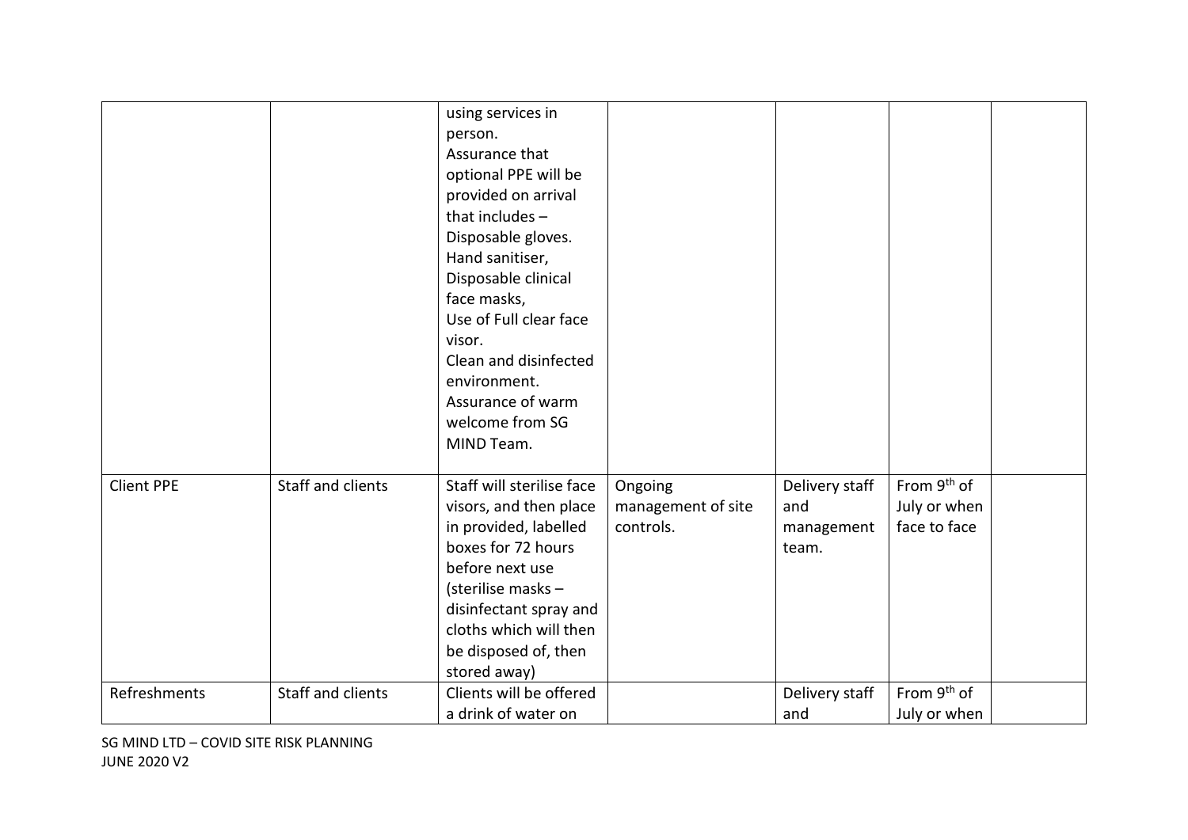| | | | | | | |
|---|---|---|---|---|---|---|
| | | using services in person. Assurance that optional PPE will be provided on arrival that includes – Disposable gloves. Hand sanitiser, Disposable clinical face masks, Use of Full clear face visor. Clean and disinfected environment. Assurance of warm welcome from SG MIND Team. | | | | |
| Client PPE | Staff and clients | Staff will sterilise face visors, and then place in provided, labelled boxes for 72 hours before next use (sterilise masks – disinfectant spray and cloths which will then be disposed of, then stored away) | Ongoing management of site controls. | Delivery staff and management team. | From 9th of July or when face to face | |
| Refreshments | Staff and clients | Clients will be offered a drink of water on | | Delivery staff and | From 9th of July or when | |

SG MIND LTD – COVID SITE RISK PLANNING
JUNE 2020 V2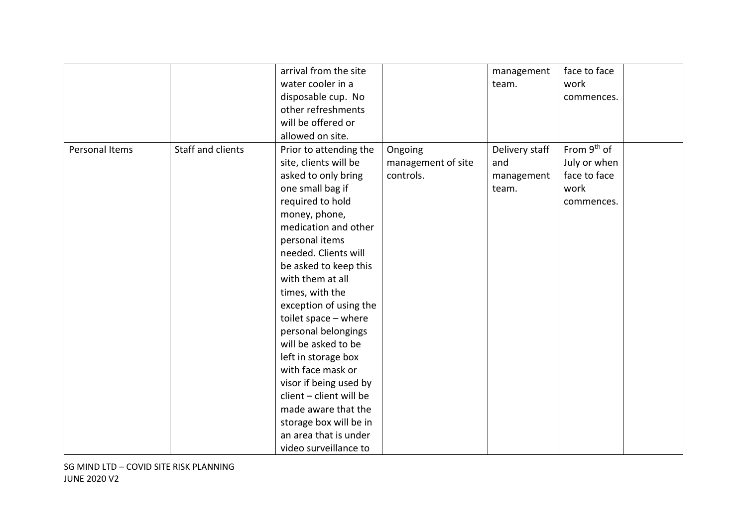| | | | | | | |
|---|---|---|---|---|---|---|
| | | arrival from the site water cooler in a disposable cup. No other refreshments will be offered or allowed on site. | | management team. | face to face work commences. | |
| Personal Items | Staff and clients | Prior to attending the site, clients will be asked to only bring one small bag if required to hold money, phone, medication and other personal items needed. Clients will be asked to keep this with them at all times, with the exception of using the toilet space – where personal belongings will be asked to be left in storage box with face mask or visor if being used by client – client will be made aware that the storage box will be in an area that is under video surveillance to | Ongoing management of site controls. | Delivery staff and management team. | From 9th of July or when face to face work commences. | |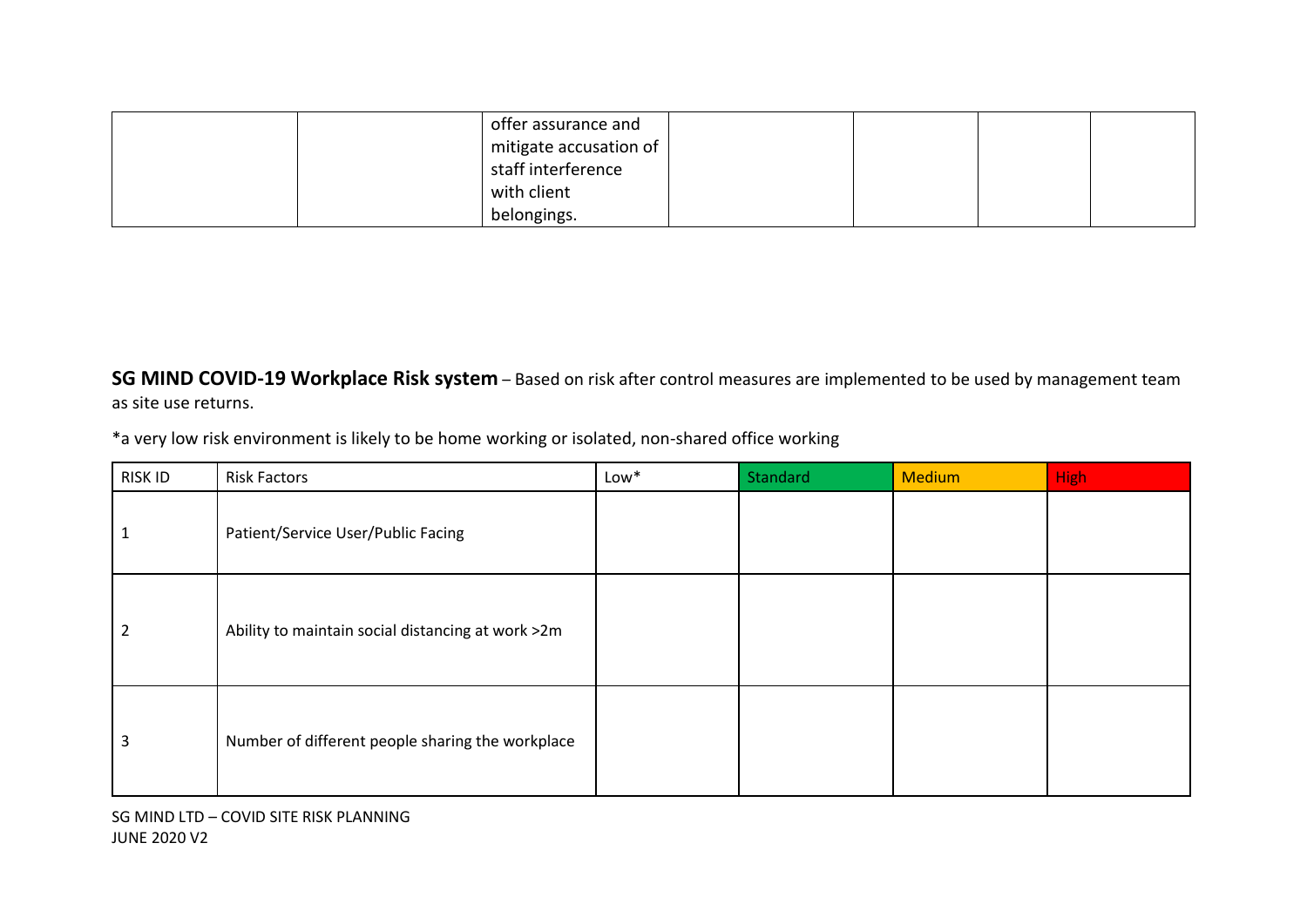| | | offer assurance and mitigate accusation of staff interference with client belongings. | | | | |
|---|---|---|---|---|---|---|

**SG MIND COVID-19 Workplace Risk system** – Based on risk after control measures are implemented to be used by management team as site use returns.

*a very low risk environment is likely to be home working or isolated, non-shared office working

| RISK ID | Risk Factors | Low* | Standard | Medium | High |
|---|---|---|---|---|---|
| 1 | Patient/Service User/Public Facing | | | | |
| 2 | Ability to maintain social distancing at work >2m | | | | |
| 3 | Number of different people sharing the workplace | | | | |

SG MIND LTD – COVID SITE RISK PLANNING
JUNE 2020 V2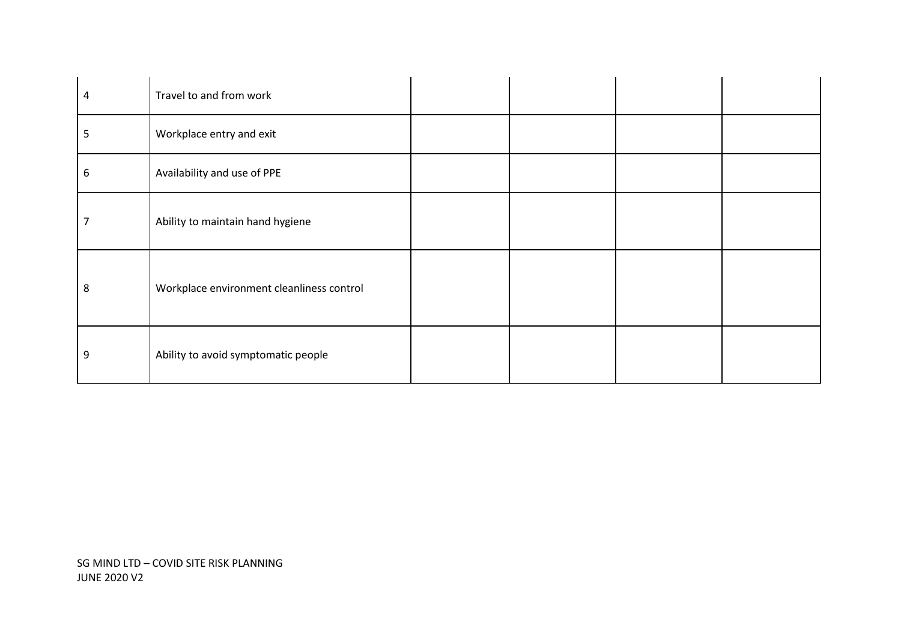| | | | | | |
|---|---|---|---|---|---|
| 4 | Travel to and from work | | | | |
| 5 | Workplace entry and exit | | | | |
| 6 | Availability and use of PPE | | | | |
| 7 | Ability to maintain hand hygiene | | | | |
| 8 | Workplace environment cleanliness control | | | | |
| 9 | Ability to avoid symptomatic people | | | | |